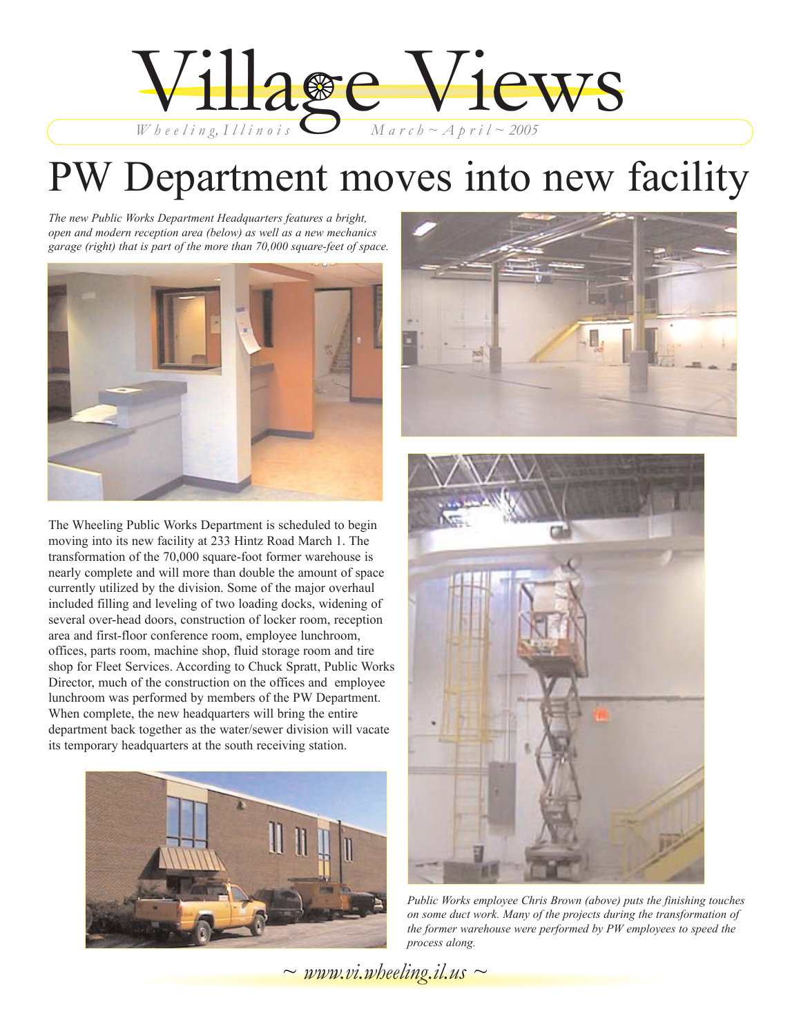# Village Views

*Wheeling, Illinois* *March ~ April ~ 2005*

# PW Department moves into new facility

*The new Public Works Department Headquarters features a bright, open and modern reception area (below) as well as a new mechanics garage (right) that is part of the more than 70,000 square-feet of space.*

The Wheeling Public Works Department is scheduled to begin moving into its new facility at 233 Hintz Road March 1. The transformation of the 70,000 square-foot former warehouse is nearly complete and will more than double the amount of space currently utilized by the division. Some of the major overhaul included filling and leveling of two loading docks, widening of several over-head doors, construction of locker room, reception area and first-floor conference room, employee lunchroom, offices, parts room, machine shop, fluid storage room and tire shop for Fleet Services. According to Chuck Spratt, Public Works Director, much of the construction on the offices and employee lunchroom was performed by members of the PW Department. When complete, the new headquarters will bring the entire department back together as the water/sewer division will vacate its temporary headquarters at the south receiving station.

*Public Works employee Chris Brown (above) puts the finishing touches on some duct work. Many of the projects during the transformation of the former warehouse were performed by PW employees to speed the process along.*

*~ www.vi.wheeling.il.us ~*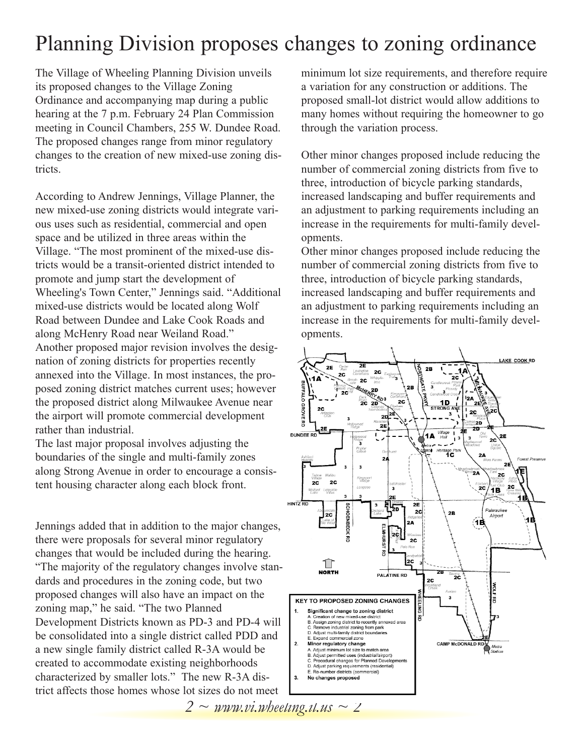# Planning Division proposes changes to zoning ordinance

The Village of Wheeling Planning Division unveils its proposed changes to the Village Zoning Ordinance and accompanying map during a public hearing at the 7 p.m. February 24 Plan Commission meeting in Council Chambers, 255 W. Dundee Road. The proposed changes range from minor regulatory changes to the creation of new mixed-use zoning districts.

According to Andrew Jennings, Village Planner, the new mixed-use zoning districts would integrate various uses such as residential, commercial and open space and be utilized in three areas within the Village. "The most prominent of the mixed-use districts would be a transit-oriented district intended to promote and jump start the development of Wheeling's Town Center," Jennings said. "Additional mixed-use districts would be located along Wolf Road between Dundee and Lake Cook Roads and along McHenry Road near Weiland Road."

Another proposed major revision involves the designation of zoning districts for properties recently annexed into the Village. In most instances, the proposed zoning district matches current uses; however the proposed district along Milwaukee Avenue near the airport will promote commercial development rather than industrial.

The last major proposal involves adjusting the boundaries of the single and multi-family zones along Strong Avenue in order to encourage a consistent housing character along each block front.

Jennings added that in addition to the major changes, there were proposals for several minor regulatory changes that would be included during the hearing. "The majority of the regulatory changes involve standards and procedures in the zoning code, but two proposed changes will also have an impact on the zoning map," he said. "The two Planned Development Districts known as PD-3 and PD-4 will be consolidated into a single district called PDD and a new single family district called R-3A would be created to accommodate existing neighborhoods characterized by smaller lots." The new R-3A district affects those homes whose lot sizes do not meet minimum lot size requirements, and therefore require a variation for any construction or additions. The proposed small-lot district would allow additions to many homes without requiring the homeowner to go through the variation process.

Other minor changes proposed include reducing the number of commercial zoning districts from five to three, introduction of bicycle parking standards, increased landscaping and buffer requirements and an adjustment to parking requirements including an increase in the requirements for multi-family developments.

Other minor changes proposed include reducing the number of commercial zoning districts from five to three, introduction of bicycle parking standards, increased landscaping and buffer requirements and an adjustment to parking requirements including an increase in the requirements for multi-family developments.

**KEY TO PROPOSED ZONING CHANGES**

1. **Significant change to zoning district**
   - A. Creation of new mixed-use district
   - B. Assign zoning district to recently annexed area
   - C. Remove industrial zoning from park
   - D. Adjust multi-family district boundaries
   - E. Expand commercial zone
2. **Minor regulatory change**
   - A. Adjust minimum lot size to match area
   - B. Adjust permitted uses (industrial/airport)
   - C. Procedural changes for Planned Developments
   - D. Adjust parking requirements (residential)
   - E. Re-number districts (commercial)
3. **No changes proposed**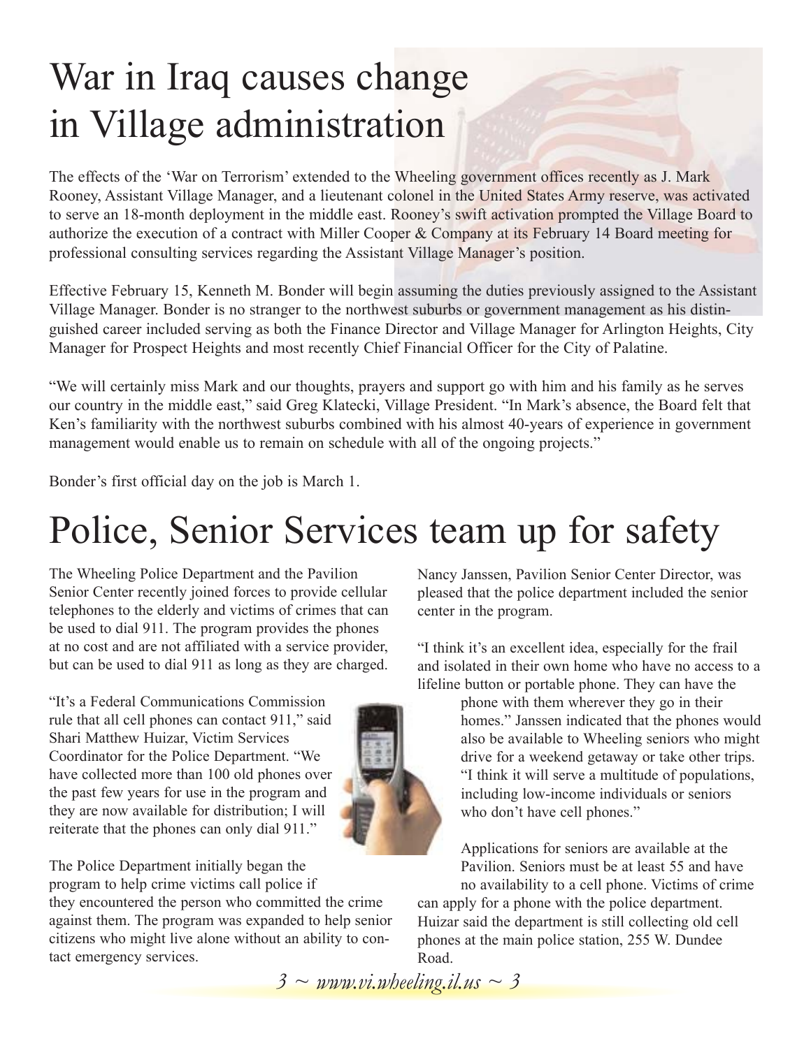# War in Iraq causes change in Village administration

The effects of the 'War on Terrorism' extended to the Wheeling government offices recently as J. Mark Rooney, Assistant Village Manager, and a lieutenant colonel in the United States Army reserve, was activated to serve an 18-month deployment in the middle east. Rooney's swift activation prompted the Village Board to authorize the execution of a contract with Miller Cooper & Company at its February 14 Board meeting for professional consulting services regarding the Assistant Village Manager's position.

Effective February 15, Kenneth M. Bonder will begin assuming the duties previously assigned to the Assistant Village Manager. Bonder is no stranger to the northwest suburbs or government management as his distinguished career included serving as both the Finance Director and Village Manager for Arlington Heights, City Manager for Prospect Heights and most recently Chief Financial Officer for the City of Palatine.

"We will certainly miss Mark and our thoughts, prayers and support go with him and his family as he serves our country in the middle east," said Greg Klatecki, Village President. "In Mark's absence, the Board felt that Ken's familiarity with the northwest suburbs combined with his almost 40-years of experience in government management would enable us to remain on schedule with all of the ongoing projects."

Bonder's first official day on the job is March 1.

# Police, Senior Services team up for safety

The Wheeling Police Department and the Pavilion Senior Center recently joined forces to provide cellular telephones to the elderly and victims of crimes that can be used to dial 911. The program provides the phones at no cost and are not affiliated with a service provider, but can be used to dial 911 as long as they are charged.

"It's a Federal Communications Commission rule that all cell phones can contact 911," said Shari Matthew Huizar, Victim Services Coordinator for the Police Department. "We have collected more than 100 old phones over the past few years for use in the program and they are now available for distribution; I will reiterate that the phones can only dial 911."

The Police Department initially began the program to help crime victims call police if they encountered the person who committed the crime against them. The program was expanded to help senior citizens who might live alone without an ability to contact emergency services.

Nancy Janssen, Pavilion Senior Center Director, was pleased that the police department included the senior center in the program.

"I think it's an excellent idea, especially for the frail and isolated in their own home who have no access to a lifeline button or portable phone. They can have the phone with them wherever they go in their homes." Janssen indicated that the phones would also be available to Wheeling seniors who might drive for a weekend getaway or take other trips. "I think it will serve a multitude of populations, including low-income individuals or seniors who don't have cell phones."

Applications for seniors are available at the Pavilion. Seniors must be at least 55 and have no availability to a cell phone. Victims of crime can apply for a phone with the police department. Huizar said the department is still collecting old cell phones at the main police station, 255 W. Dundee Road.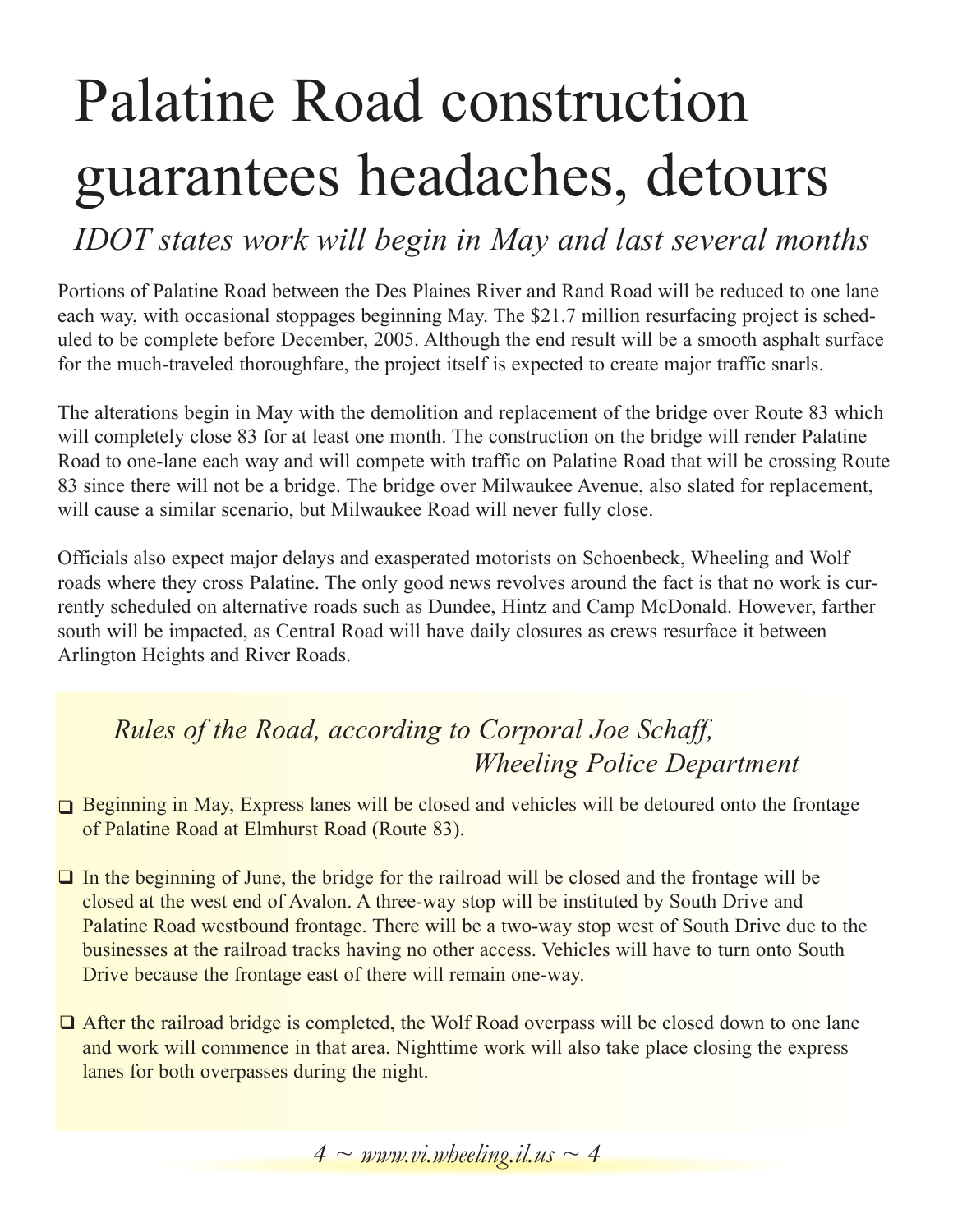# Palatine Road construction guarantees headaches, detours

*IDOT states work will begin in May and last several months*

Portions of Palatine Road between the Des Plaines River and Rand Road will be reduced to one lane each way, with occasional stoppages beginning May. The $21.7 million resurfacing project is scheduled to be complete before December, 2005. Although the end result will be a smooth asphalt surface for the much-traveled thoroughfare, the project itself is expected to create major traffic snarls.

The alterations begin in May with the demolition and replacement of the bridge over Route 83 which will completely close 83 for at least one month. The construction on the bridge will render Palatine Road to one-lane each way and will compete with traffic on Palatine Road that will be crossing Route 83 since there will not be a bridge. The bridge over Milwaukee Avenue, also slated for replacement, will cause a similar scenario, but Milwaukee Road will never fully close.

Officials also expect major delays and exasperated motorists on Schoenbeck, Wheeling and Wolf roads where they cross Palatine. The only good news revolves around the fact is that no work is currently scheduled on alternative roads such as Dundee, Hintz and Camp McDonald. However, farther south will be impacted, as Central Road will have daily closures as crews resurface it between Arlington Heights and River Roads.

## *Rules of the Road, according to Corporal Joe Schaff, Wheeling Police Department*

- Beginning in May, Express lanes will be closed and vehicles will be detoured onto the frontage of Palatine Road at Elmhurst Road (Route 83).

- In the beginning of June, the bridge for the railroad will be closed and the frontage will be closed at the west end of Avalon. A three-way stop will be instituted by South Drive and Palatine Road westbound frontage. There will be a two-way stop west of South Drive due to the businesses at the railroad tracks having no other access. Vehicles will have to turn onto South Drive because the frontage east of there will remain one-way.

- After the railroad bridge is completed, the Wolf Road overpass will be closed down to one lane and work will commence in that area. Nighttime work will also take place closing the express lanes for both overpasses during the night.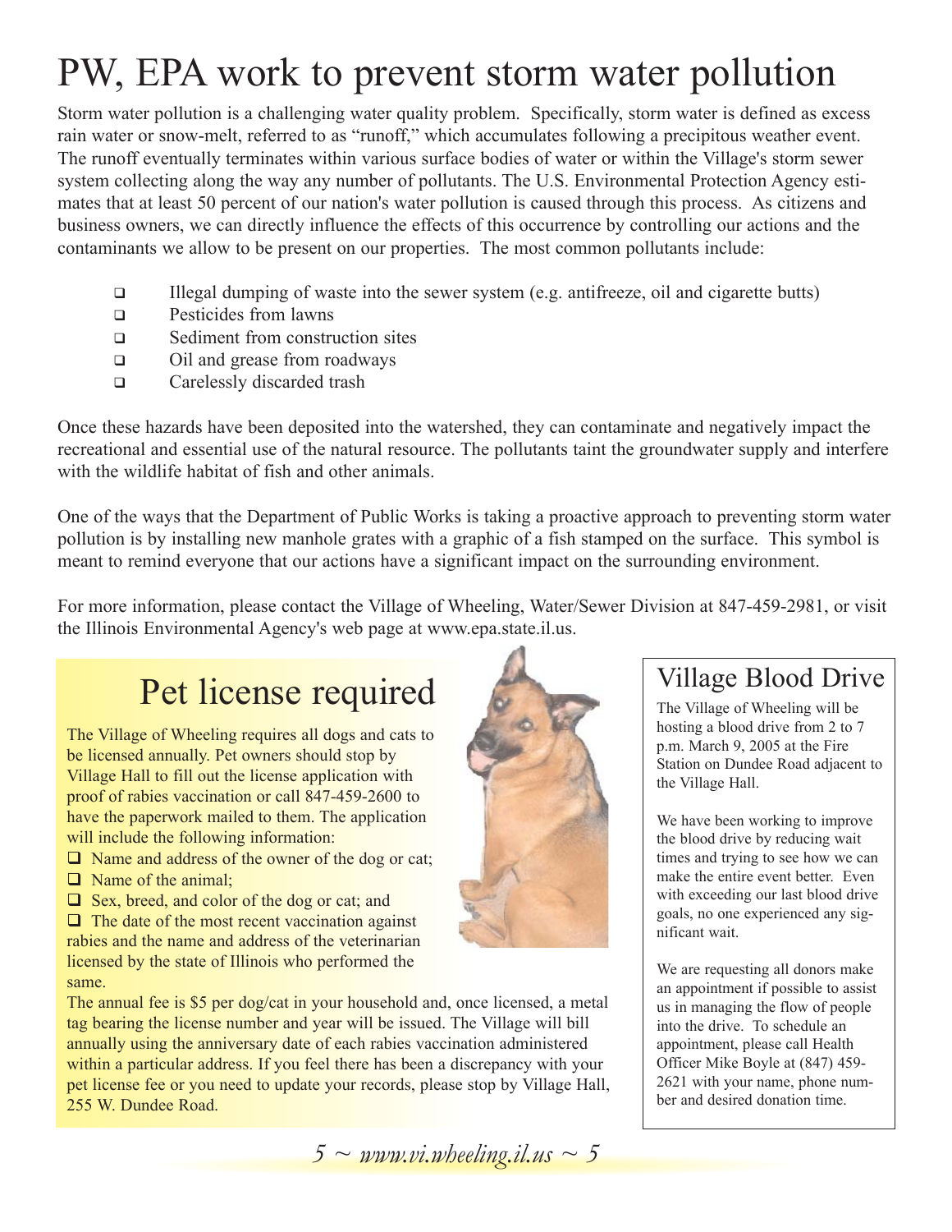# PW, EPA work to prevent storm water pollution

Storm water pollution is a challenging water quality problem. Specifically, storm water is defined as excess rain water or snow-melt, referred to as "runoff," which accumulates following a precipitous weather event. The runoff eventually terminates within various surface bodies of water or within the Village's storm sewer system collecting along the way any number of pollutants. The U.S. Environmental Protection Agency estimates that at least 50 percent of our nation's water pollution is caused through this process. As citizens and business owners, we can directly influence the effects of this occurrence by controlling our actions and the contaminants we allow to be present on our properties. The most common pollutants include:

- Illegal dumping of waste into the sewer system (e.g. antifreeze, oil and cigarette butts)
- Pesticides from lawns
- Sediment from construction sites
- Oil and grease from roadways
- Carelessly discarded trash

Once these hazards have been deposited into the watershed, they can contaminate and negatively impact the recreational and essential use of the natural resource. The pollutants taint the groundwater supply and interfere with the wildlife habitat of fish and other animals.

One of the ways that the Department of Public Works is taking a proactive approach to preventing storm water pollution is by installing new manhole grates with a graphic of a fish stamped on the surface. This symbol is meant to remind everyone that our actions have a significant impact on the surrounding environment.

For more information, please contact the Village of Wheeling, Water/Sewer Division at 847-459-2981, or visit the Illinois Environmental Agency's web page at www.epa.state.il.us.

## Pet license required

The Village of Wheeling requires all dogs and cats to be licensed annually. Pet owners should stop by Village Hall to fill out the license application with proof of rabies vaccination or call 847-459-2600 to have the paperwork mailed to them. The application will include the following information:

- Name and address of the owner of the dog or cat;
- Name of the animal;
- Sex, breed, and color of the dog or cat; and
- The date of the most recent vaccination against rabies and the name and address of the veterinarian licensed by the state of Illinois who performed the same.

The annual fee is $5 per dog/cat in your household and, once licensed, a metal tag bearing the license number and year will be issued. The Village will bill annually using the anniversary date of each rabies vaccination administered within a particular address. If you feel there has been a discrepancy with your pet license fee or you need to update your records, please stop by Village Hall, 255 W. Dundee Road.

## Village Blood Drive

The Village of Wheeling will be hosting a blood drive from 2 to 7 p.m. March 9, 2005 at the Fire Station on Dundee Road adjacent to the Village Hall.

We have been working to improve the blood drive by reducing wait times and trying to see how we can make the entire event better. Even with exceeding our last blood drive goals, no one experienced any significant wait.

We are requesting all donors make an appointment if possible to assist us in managing the flow of people into the drive. To schedule an appointment, please call Health Officer Mike Boyle at (847) 459-2621 with your name, phone number and desired donation time.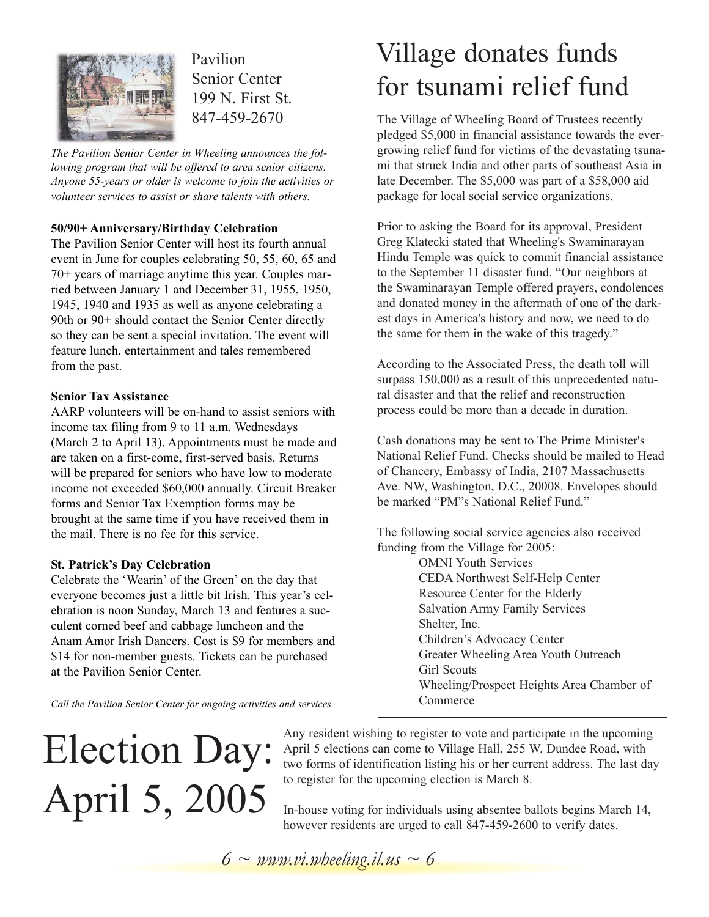Pavilion
Senior Center
199 N. First St.
847-459-2670

*The Pavilion Senior Center in Wheeling announces the following program that will be offered to area senior citizens. Anyone 55-years or older is welcome to join the activities or volunteer services to assist or share talents with others.*

**50/90+ Anniversary/Birthday Celebration**

The Pavilion Senior Center will host its fourth annual event in June for couples celebrating 50, 55, 60, 65 and 70+ years of marriage anytime this year. Couples married between January 1 and December 31, 1955, 1950, 1945, 1940 and 1935 as well as anyone celebrating a 90th or 90+ should contact the Senior Center directly so they can be sent a special invitation. The event will feature lunch, entertainment and tales remembered from the past.

**Senior Tax Assistance**

AARP volunteers will be on-hand to assist seniors with income tax filing from 9 to 11 a.m. Wednesdays (March 2 to April 13). Appointments must be made and are taken on a first-come, first-served basis. Returns will be prepared for seniors who have low to moderate income not exceeded $60,000 annually. Circuit Breaker forms and Senior Tax Exemption forms may be brought at the same time if you have received them in the mail. There is no fee for this service.

**St. Patrick's Day Celebration**

Celebrate the 'Wearin' of the Green' on the day that everyone becomes just a little bit Irish. This year's celebration is noon Sunday, March 13 and features a succulent corned beef and cabbage luncheon and the Anam Amor Irish Dancers. Cost is $9 for members and $14 for non-member guests. Tickets can be purchased at the Pavilion Senior Center.

*Call the Pavilion Senior Center for ongoing activities and services.*

# Village donates funds for tsunami relief fund

The Village of Wheeling Board of Trustees recently pledged $5,000 in financial assistance towards the ever-growing relief fund for victims of the devastating tsunami that struck India and other parts of southeast Asia in late December. The $5,000 was part of a $58,000 aid package for local social service organizations.

Prior to asking the Board for its approval, President Greg Klatecki stated that Wheeling's Swaminarayan Hindu Temple was quick to commit financial assistance to the September 11 disaster fund. "Our neighbors at the Swaminarayan Temple offered prayers, condolences and donated money in the aftermath of one of the darkest days in America's history and now, we need to do the same for them in the wake of this tragedy."

According to the Associated Press, the death toll will surpass 150,000 as a result of this unprecedented natural disaster and that the relief and reconstruction process could be more than a decade in duration.

Cash donations may be sent to The Prime Minister's National Relief Fund. Checks should be mailed to Head of Chancery, Embassy of India, 2107 Massachusetts Ave. NW, Washington, D.C., 20008. Envelopes should be marked "PM"s National Relief Fund."

The following social service agencies also received funding from the Village for 2005:

- OMNI Youth Services
- CEDA Northwest Self-Help Center
- Resource Center for the Elderly
- Salvation Army Family Services
- Shelter, Inc.
- Children's Advocacy Center
- Greater Wheeling Area Youth Outreach
- Girl Scouts
- Wheeling/Prospect Heights Area Chamber of Commerce

# Election Day: April 5, 2005

Any resident wishing to register to vote and participate in the upcoming April 5 elections can come to Village Hall, 255 W. Dundee Road, with two forms of identification listing his or her current address. The last day to register for the upcoming election is March 8.

In-house voting for individuals using absentee ballots begins March 14, however residents are urged to call 847-459-2600 to verify dates.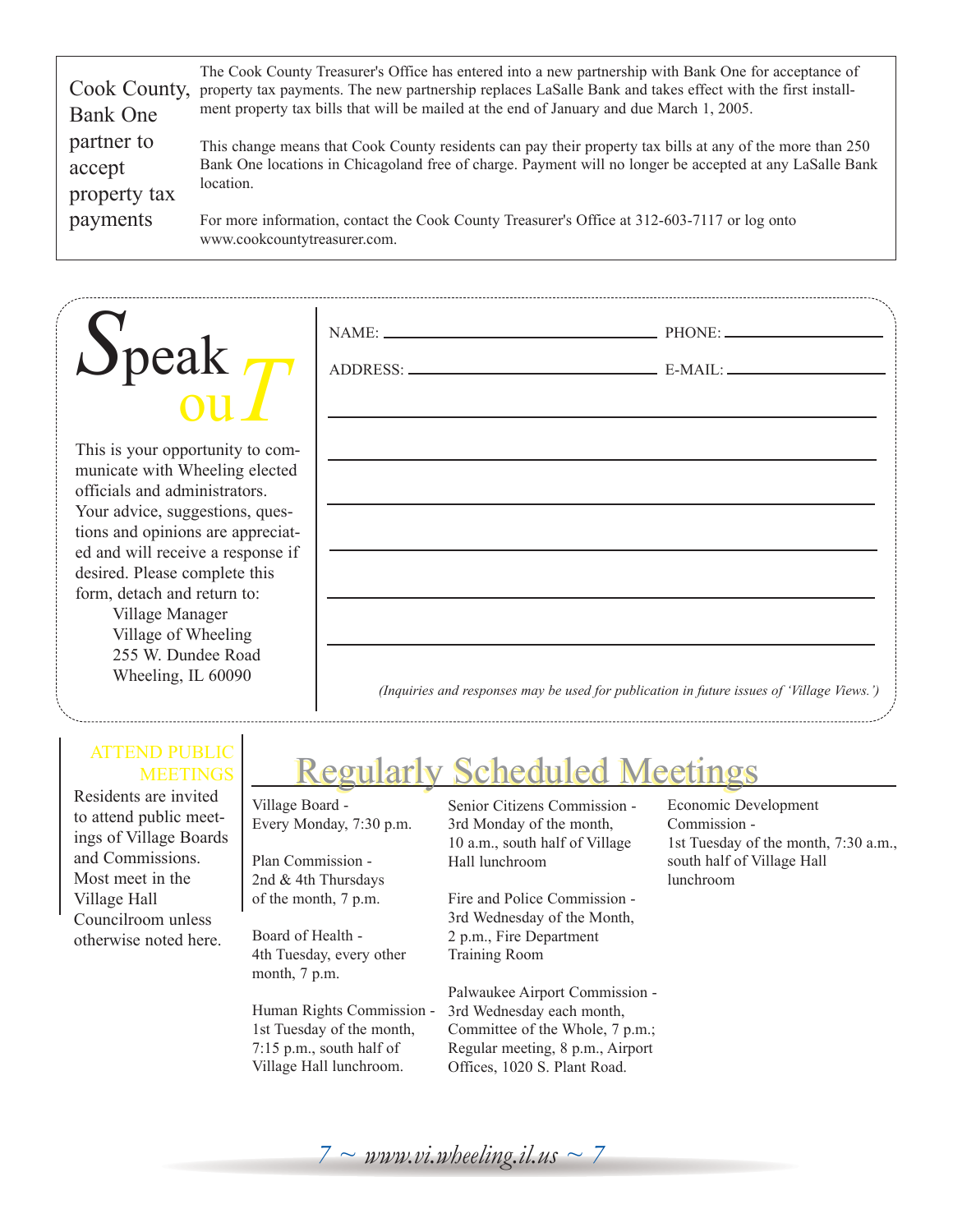## Cook County, Bank One partner to accept property tax payments

The Cook County Treasurer's Office has entered into a new partnership with Bank One for acceptance of property tax payments. The new partnership replaces LaSalle Bank and takes effect with the first installment property tax bills that will be mailed at the end of January and due March 1, 2005.

This change means that Cook County residents can pay their property tax bills at any of the more than 250 Bank One locations in Chicagoland free of charge. Payment will no longer be accepted at any LaSalle Bank location.

For more information, contact the Cook County Treasurer's Office at 312-603-7117 or log onto www.cookcountytreasurer.com.

## Speak ouT

This is your opportunity to communicate with Wheeling elected officials and administrators. Your advice, suggestions, questions and opinions are appreciated and will receive a response if desired. Please complete this form, detach and return to:

Village Manager
Village of Wheeling
255 W. Dundee Road
Wheeling, IL 60090

NAME: ____________________ PHONE: ____________________

ADDRESS: ____________________ E-MAIL: ____________________

______________________________________________

______________________________________________

______________________________________________

______________________________________________

______________________________________________

______________________________________________

*(Inquiries and responses may be used for publication in future issues of 'Village Views.')*

### ATTEND PUBLIC MEETINGS

Residents are invited to attend public meetings of Village Boards and Commissions. Most meet in the Village Hall Councilroom unless otherwise noted here.

## Regularly Scheduled Meetings

Village Board - Every Monday, 7:30 p.m.

Plan Commission - 2nd & 4th Thursdays of the month, 7 p.m.

Board of Health - 4th Tuesday, every other month, 7 p.m.

Human Rights Commission - 1st Tuesday of the month, 7:15 p.m., south half of Village Hall lunchroom.

Senior Citizens Commission - 3rd Monday of the month, 10 a.m., south half of Village Hall lunchroom

Fire and Police Commission - 3rd Wednesday of the Month, 2 p.m., Fire Department Training Room

Palwaukee Airport Commission - 3rd Wednesday each month, Committee of the Whole, 7 p.m.; Regular meeting, 8 p.m., Airport Offices, 1020 S. Plant Road.

Economic Development Commission - 1st Tuesday of the month, 7:30 a.m., south half of Village Hall lunchroom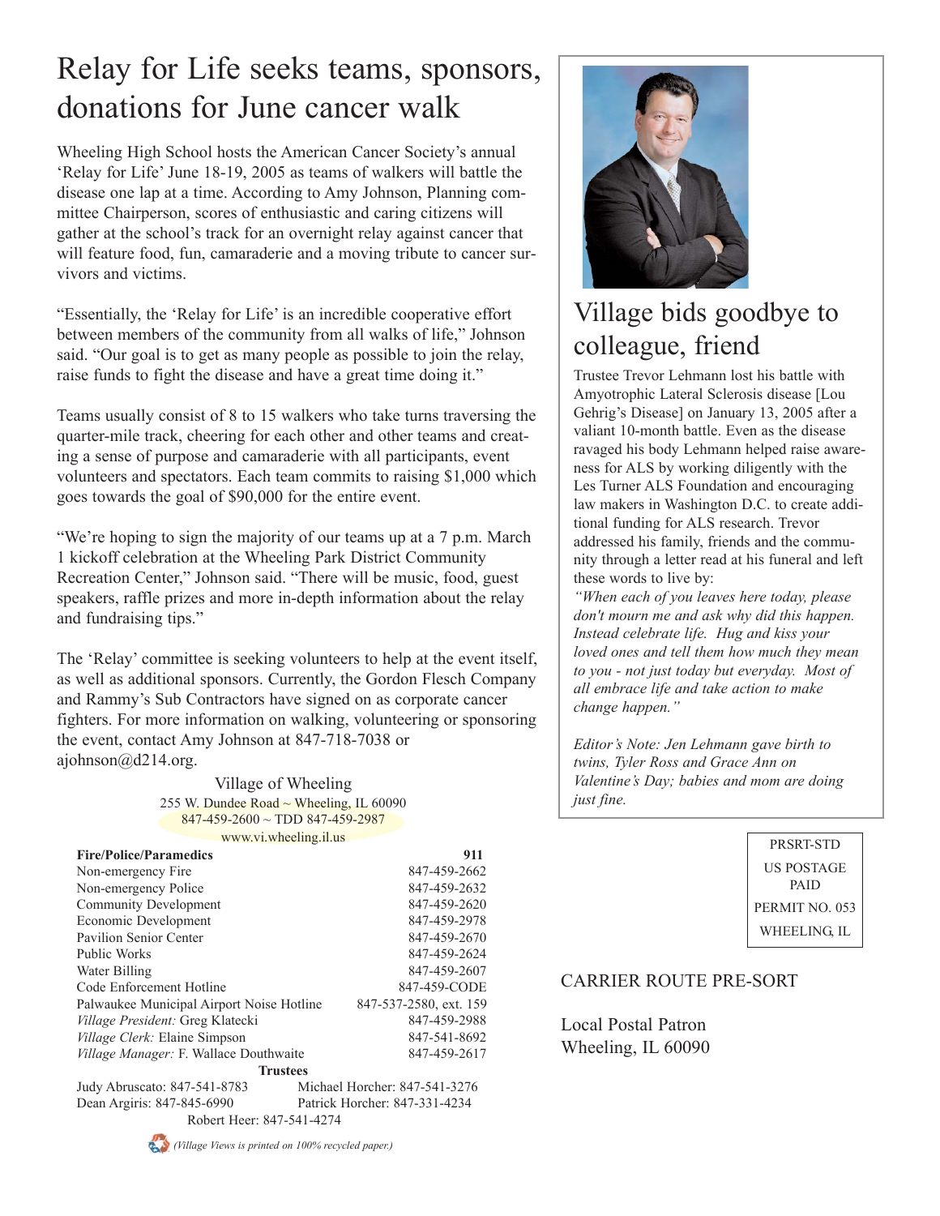# Relay for Life seeks teams, sponsors, donations for June cancer walk

Wheeling High School hosts the American Cancer Society's annual 'Relay for Life' June 18-19, 2005 as teams of walkers will battle the disease one lap at a time. According to Amy Johnson, Planning committee Chairperson, scores of enthusiastic and caring citizens will gather at the school's track for an overnight relay against cancer that will feature food, fun, camaraderie and a moving tribute to cancer survivors and victims.

"Essentially, the 'Relay for Life' is an incredible cooperative effort between members of the community from all walks of life," Johnson said. "Our goal is to get as many people as possible to join the relay, raise funds to fight the disease and have a great time doing it."

Teams usually consist of 8 to 15 walkers who take turns traversing the quarter-mile track, cheering for each other and other teams and creating a sense of purpose and camaraderie with all participants, event volunteers and spectators. Each team commits to raising $1,000 which goes towards the goal of $90,000 for the entire event.

"We're hoping to sign the majority of our teams up at a 7 p.m. March 1 kickoff celebration at the Wheeling Park District Community Recreation Center," Johnson said. "There will be music, food, guest speakers, raffle prizes and more in-depth information about the relay and fundraising tips."

The 'Relay' committee is seeking volunteers to help at the event itself, as well as additional sponsors. Currently, the Gordon Flesch Company and Rammy's Sub Contractors have signed on as corporate cancer fighters. For more information on walking, volunteering or sponsoring the event, contact Amy Johnson at 847-718-7038 or ajohnson@d214.org.

Village of Wheeling
255 W. Dundee Road ~ Wheeling, IL 60090
847-459-2600 ~ TDD 847-459-2987
www.vi.wheeling.il.us

| | |
|---|---|
| **Fire/Police/Paramedics** | **911** |
| Non-emergency Fire | 847-459-2662 |
| Non-emergency Police | 847-459-2632 |
| Community Development | 847-459-2620 |
| Economic Development | 847-459-2978 |
| Pavilion Senior Center | 847-459-2670 |
| Public Works | 847-459-2624 |
| Water Billing | 847-459-2607 |
| Code Enforcement Hotline | 847-459-CODE |
| Palwaukee Municipal Airport Noise Hotline | 847-537-2580, ext. 159 |
| *Village President:* Greg Klatecki | 847-459-2988 |
| *Village Clerk:* Elaine Simpson | 847-541-8692 |
| *Village Manager:* F. Wallace Douthwaite | 847-459-2617 |

**Trustees**

Judy Abruscato: 847-541-8783
Michael Horcher: 847-541-3276
Dean Argiris: 847-845-6990
Patrick Horcher: 847-331-4234
Robert Heer: 847-541-4274

*(Village Views is printed on 100% recycled paper.)*

# Village bids goodbye to colleague, friend

Trustee Trevor Lehmann lost his battle with Amyotrophic Lateral Sclerosis disease [Lou Gehrig's Disease] on January 13, 2005 after a valiant 10-month battle. Even as the disease ravaged his body Lehmann helped raise awareness for ALS by working diligently with the Les Turner ALS Foundation and encouraging law makers in Washington D.C. to create additional funding for ALS research. Trevor addressed his family, friends and the community through a letter read at his funeral and left these words to live by:

*"When each of you leaves here today, please don't mourn me and ask why did this happen. Instead celebrate life. Hug and kiss your loved ones and tell them how much they mean to you - not just today but everyday. Most of all embrace life and take action to make change happen."*

*Editor's Note: Jen Lehmann gave birth to twins, Tyler Ross and Grace Ann on Valentine's Day; babies and mom are doing just fine.*

PRSRT-STD
US POSTAGE PAID
PERMIT NO. 053
WHEELING, IL

CARRIER ROUTE PRE-SORT

Local Postal Patron
Wheeling, IL 60090